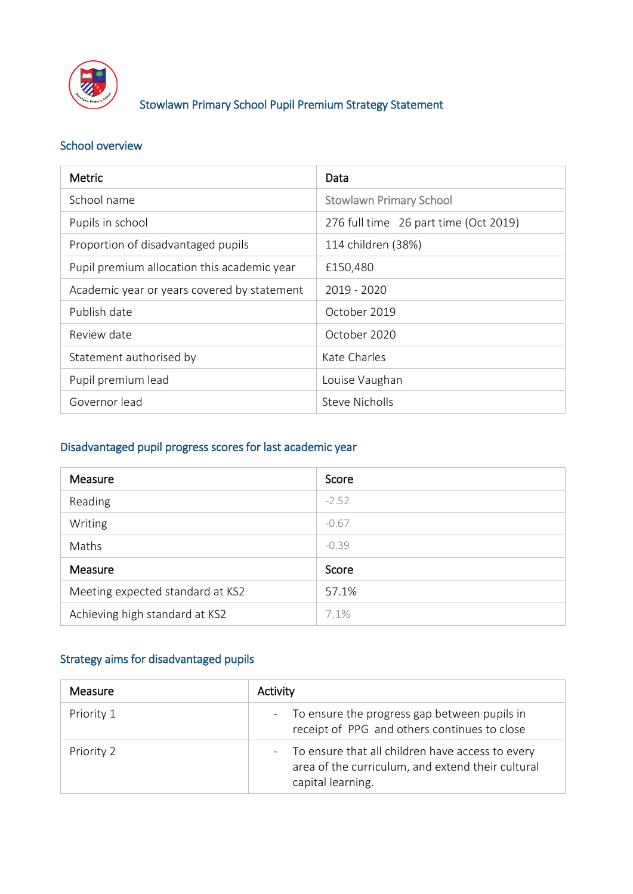# Stowlawn Primary School Pupil Premium Strategy Statement

## School overview

| Metric | Data |
|---|---|
| School name | Stowlawn Primary School |
| Pupils in school | 276 full time 26 part time (Oct 2019) |
| Proportion of disadvantaged pupils | 114 children (38%) |
| Pupil premium allocation this academic year | £150,480 |
| Academic year or years covered by statement | 2019 - 2020 |
| Publish date | October 2019 |
| Review date | October 2020 |
| Statement authorised by | Kate Charles |
| Pupil premium lead | Louise Vaughan |
| Governor lead | Steve Nicholls |

## Disadvantaged pupil progress scores for last academic year

| Measure | Score |
|---|---|
| Reading | -2.52 |
| Writing | -0.67 |
| Maths | -0.39 |
| **Measure** | **Score** |
| Meeting expected standard at KS2 | 57.1% |
| Achieving high standard at KS2 | 7.1% |

## Strategy aims for disadvantaged pupils

| Measure | Activity |
|---|---|
| Priority 1 | - To ensure the progress gap between pupils in receipt of PPG and others continues to close |
| Priority 2 | - To ensure that all children have access to every area of the curriculum, and extend their cultural capital learning. |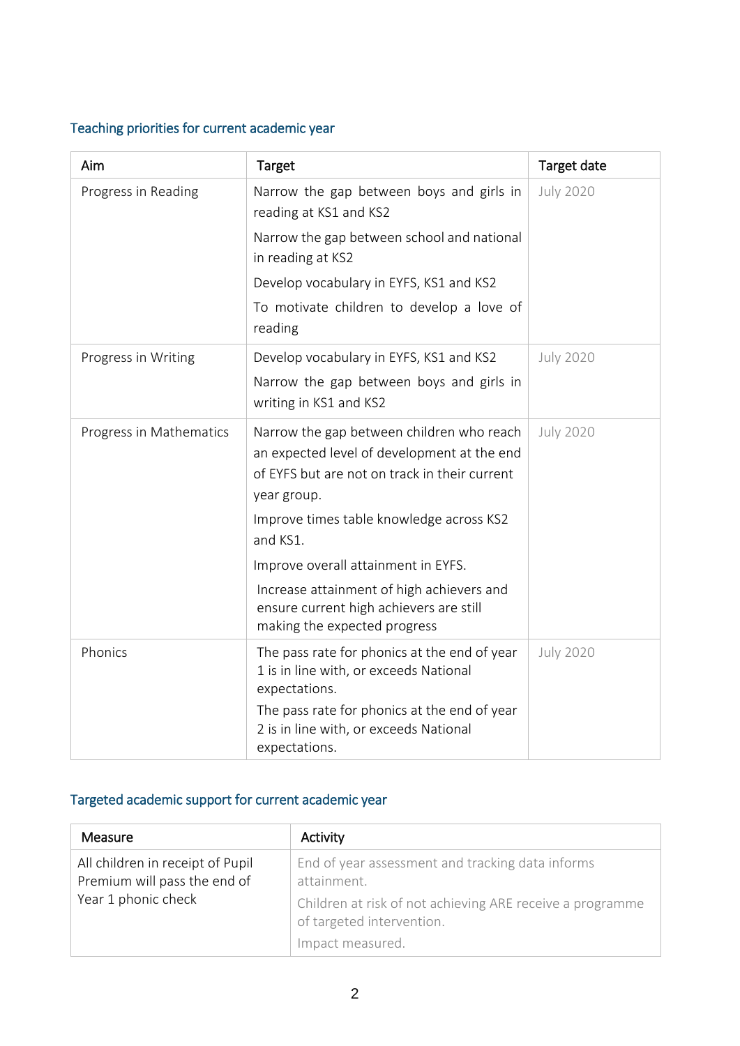### Teaching priorities for current academic year

| Aim | Target | Target date |
|---|---|---|
| Progress in Reading | Narrow the gap between boys and girls in reading at KS1 and KS2<br>Narrow the gap between school and national in reading at KS2<br>Develop vocabulary in EYFS, KS1 and KS2<br>To motivate children to develop a love of reading | July 2020 |
| Progress in Writing | Develop vocabulary in EYFS, KS1 and KS2<br>Narrow the gap between boys and girls in writing in KS1 and KS2 | July 2020 |
| Progress in Mathematics | Narrow the gap between children who reach an expected level of development at the end of EYFS but are not on track in their current year group.<br>Improve times table knowledge across KS2 and KS1.<br>Improve overall attainment in EYFS.<br>Increase attainment of high achievers and ensure current high achievers are still making the expected progress | July 2020 |
| Phonics | The pass rate for phonics at the end of year 1 is in line with, or exceeds National expectations.<br>The pass rate for phonics at the end of year 2 is in line with, or exceeds National expectations. | July 2020 |

### Targeted academic support for current academic year

| Measure | Activity |
|---|---|
| All children in receipt of Pupil Premium will pass the end of Year 1 phonic check | End of year assessment and tracking data informs attainment.<br>Children at risk of not achieving ARE receive a programme of targeted intervention.<br>Impact measured. |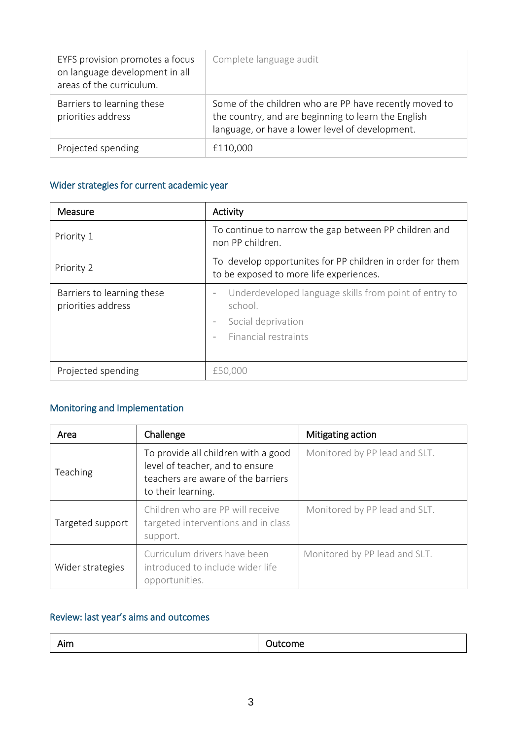| | |
|---|---|
| EYFS provision promotes a focus on language development in all areas of the curriculum. | Complete language audit |
| Barriers to learning these priorities address | Some of the children who are PP have recently moved to the country, and are beginning to learn the English language, or have a lower level of development. |
| Projected spending | £110,000 |

## Wider strategies for current academic year

| Measure | Activity |
|---|---|
| Priority 1 | To continue to narrow the gap between PP children and non PP children. |
| Priority 2 | To develop opportunites for PP children in order for them to be exposed to more life experiences. |
| Barriers to learning these priorities address | - Underdeveloped language skills from point of entry to school.<br>- Social deprivation<br>- Financial restraints |
| Projected spending | £50,000 |

## Monitoring and Implementation

| Area | Challenge | Mitigating action |
|---|---|---|
| Teaching | To provide all children with a good level of teacher, and to ensure teachers are aware of the barriers to their learning. | Monitored by PP lead and SLT. |
| Targeted support | Children who are PP will receive targeted interventions and in class support. | Monitored by PP lead and SLT. |
| Wider strategies | Curriculum drivers have been introduced to include wider life opportunities. | Monitored by PP lead and SLT. |

## Review: last year's aims and outcomes

| Aim | Outcome |
|---|---|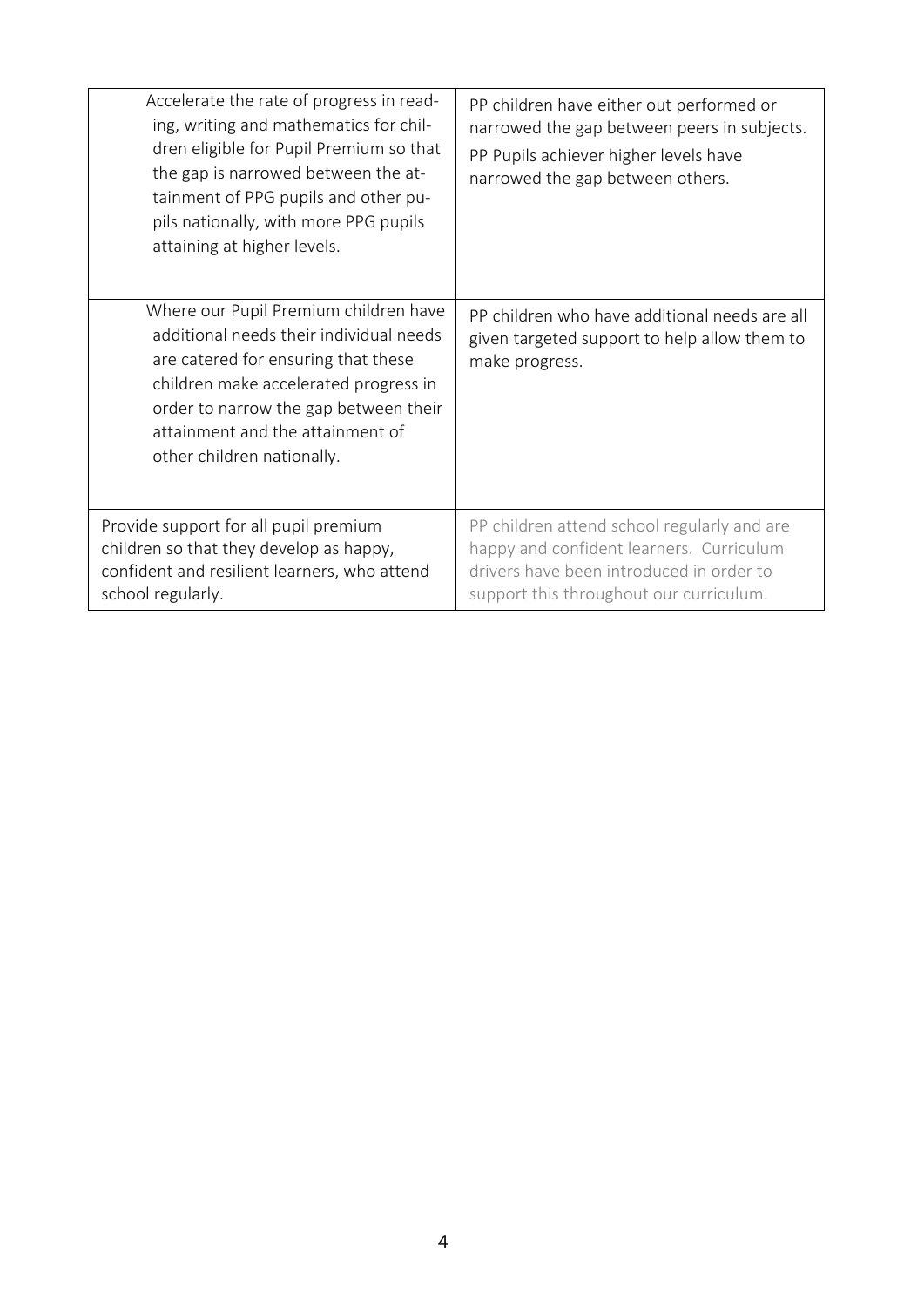| | |
|---|---|
| Accelerate the rate of progress in reading, writing and mathematics for children eligible for Pupil Premium so that the gap is narrowed between the attainment of PPG pupils and other pupils nationally, with more PPG pupils attaining at higher levels. | PP children have either out performed or narrowed the gap between peers in subjects.<br>PP Pupils achiever higher levels have narrowed the gap between others. |
| Where our Pupil Premium children have additional needs their individual needs are catered for ensuring that these children make accelerated progress in order to narrow the gap between their attainment and the attainment of other children nationally. | PP children who have additional needs are all given targeted support to help allow them to make progress. |
| Provide support for all pupil premium children so that they develop as happy, confident and resilient learners, who attend school regularly. | PP children attend school regularly and are happy and confident learners. Curriculum drivers have been introduced in order to support this throughout our curriculum. |